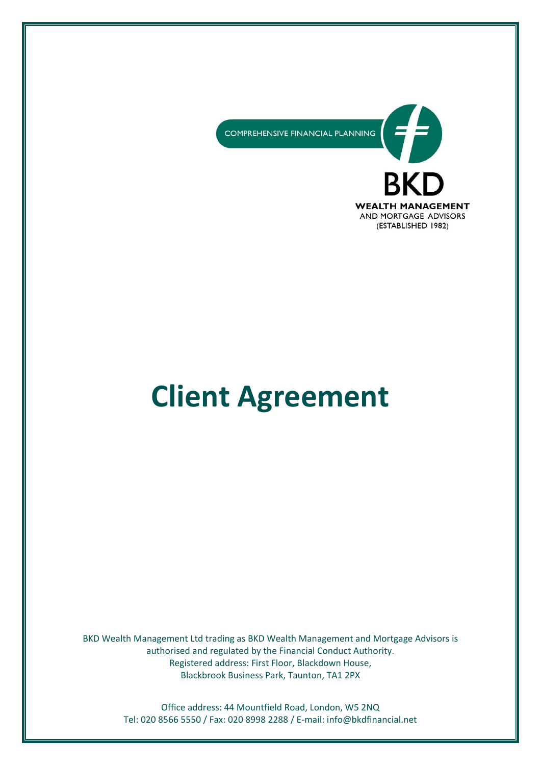COMPREHENSIVE FINANCIAL PLANNING

BKD

WEALTH MANAGEMENT
AND MORTGAGE ADVISORS
(ESTABLISHED 1982)

# Client Agreement

BKD Wealth Management Ltd trading as BKD Wealth Management and Mortgage Advisors is authorised and regulated by the Financial Conduct Authority.
Registered address: First Floor, Blackdown House,
Blackbrook Business Park, Taunton, TA1 2PX

Office address: 44 Mountfield Road, London, W5 2NQ
Tel: 020 8566 5550 / Fax: 020 8998 2288 / E-mail: info@bkdfinancial.net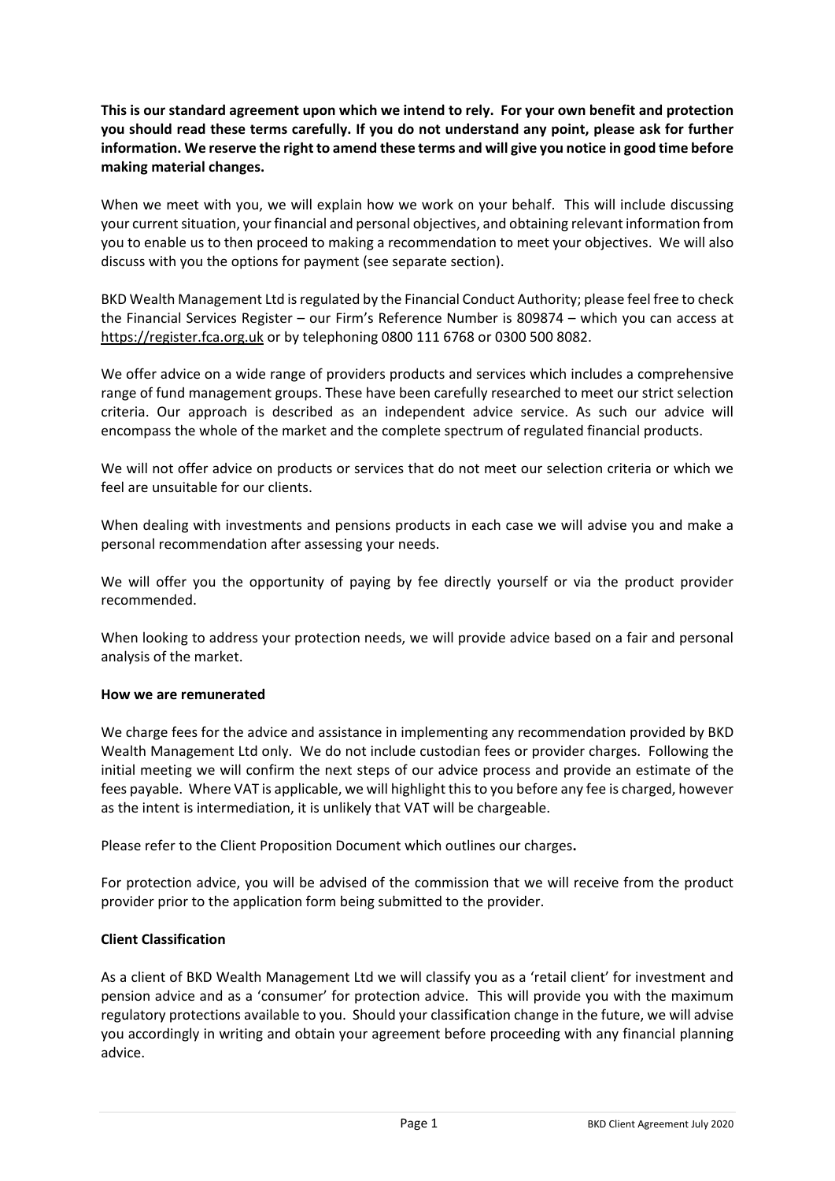**This is our standard agreement upon which we intend to rely. For your own benefit and protection you should read these terms carefully. If you do not understand any point, please ask for further information. We reserve the right to amend these terms and will give you notice in good time before making material changes.**

When we meet with you, we will explain how we work on your behalf. This will include discussing your current situation, your financial and personal objectives, and obtaining relevant information from you to enable us to then proceed to making a recommendation to meet your objectives. We will also discuss with you the options for payment (see separate section).

BKD Wealth Management Ltd is regulated by the Financial Conduct Authority; please feel free to check the Financial Services Register – our Firm's Reference Number is 809874 – which you can access at https://register.fca.org.uk or by telephoning 0800 111 6768 or 0300 500 8082.

We offer advice on a wide range of providers products and services which includes a comprehensive range of fund management groups. These have been carefully researched to meet our strict selection criteria. Our approach is described as an independent advice service. As such our advice will encompass the whole of the market and the complete spectrum of regulated financial products.

We will not offer advice on products or services that do not meet our selection criteria or which we feel are unsuitable for our clients.

When dealing with investments and pensions products in each case we will advise you and make a personal recommendation after assessing your needs.

We will offer you the opportunity of paying by fee directly yourself or via the product provider recommended.

When looking to address your protection needs, we will provide advice based on a fair and personal analysis of the market.

**How we are remunerated**

We charge fees for the advice and assistance in implementing any recommendation provided by BKD Wealth Management Ltd only. We do not include custodian fees or provider charges. Following the initial meeting we will confirm the next steps of our advice process and provide an estimate of the fees payable. Where VAT is applicable, we will highlight this to you before any fee is charged, however as the intent is intermediation, it is unlikely that VAT will be chargeable.

Please refer to the Client Proposition Document which outlines our charges**.**

For protection advice, you will be advised of the commission that we will receive from the product provider prior to the application form being submitted to the provider.

**Client Classification**

As a client of BKD Wealth Management Ltd we will classify you as a 'retail client' for investment and pension advice and as a 'consumer' for protection advice. This will provide you with the maximum regulatory protections available to you. Should your classification change in the future, we will advise you accordingly in writing and obtain your agreement before proceeding with any financial planning advice.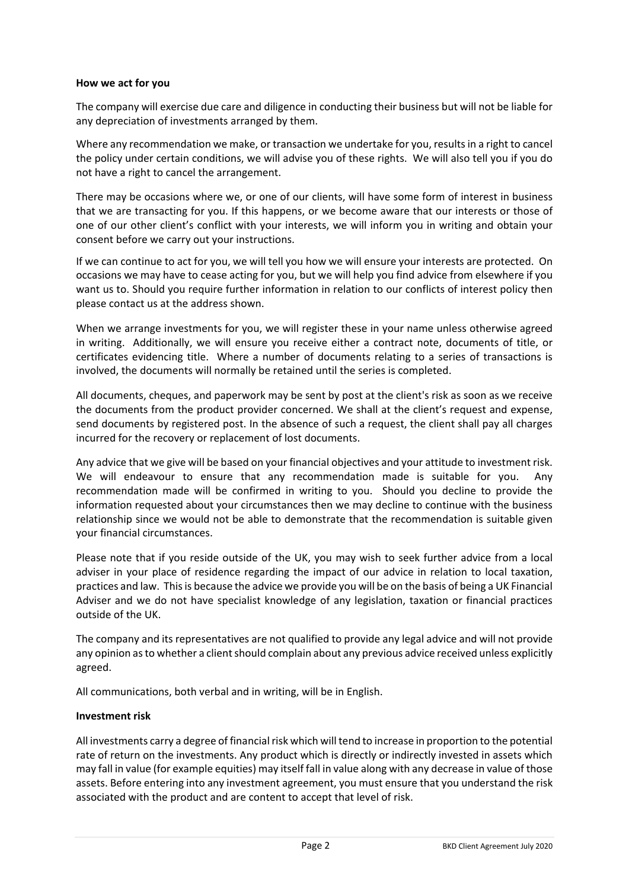**How we act for you**

The company will exercise due care and diligence in conducting their business but will not be liable for any depreciation of investments arranged by them.

Where any recommendation we make, or transaction we undertake for you, results in a right to cancel the policy under certain conditions, we will advise you of these rights. We will also tell you if you do not have a right to cancel the arrangement.

There may be occasions where we, or one of our clients, will have some form of interest in business that we are transacting for you. If this happens, or we become aware that our interests or those of one of our other client's conflict with your interests, we will inform you in writing and obtain your consent before we carry out your instructions.

If we can continue to act for you, we will tell you how we will ensure your interests are protected. On occasions we may have to cease acting for you, but we will help you find advice from elsewhere if you want us to. Should you require further information in relation to our conflicts of interest policy then please contact us at the address shown.

When we arrange investments for you, we will register these in your name unless otherwise agreed in writing. Additionally, we will ensure you receive either a contract note, documents of title, or certificates evidencing title. Where a number of documents relating to a series of transactions is involved, the documents will normally be retained until the series is completed.

All documents, cheques, and paperwork may be sent by post at the client's risk as soon as we receive the documents from the product provider concerned. We shall at the client's request and expense, send documents by registered post. In the absence of such a request, the client shall pay all charges incurred for the recovery or replacement of lost documents.

Any advice that we give will be based on your financial objectives and your attitude to investment risk. We will endeavour to ensure that any recommendation made is suitable for you. Any recommendation made will be confirmed in writing to you. Should you decline to provide the information requested about your circumstances then we may decline to continue with the business relationship since we would not be able to demonstrate that the recommendation is suitable given your financial circumstances.

Please note that if you reside outside of the UK, you may wish to seek further advice from a local adviser in your place of residence regarding the impact of our advice in relation to local taxation, practices and law. This is because the advice we provide you will be on the basis of being a UK Financial Adviser and we do not have specialist knowledge of any legislation, taxation or financial practices outside of the UK.

The company and its representatives are not qualified to provide any legal advice and will not provide any opinion as to whether a client should complain about any previous advice received unless explicitly agreed.

All communications, both verbal and in writing, will be in English.

**Investment risk**

All investments carry a degree of financial risk which will tend to increase in proportion to the potential rate of return on the investments. Any product which is directly or indirectly invested in assets which may fall in value (for example equities) may itself fall in value along with any decrease in value of those assets. Before entering into any investment agreement, you must ensure that you understand the risk associated with the product and are content to accept that level of risk.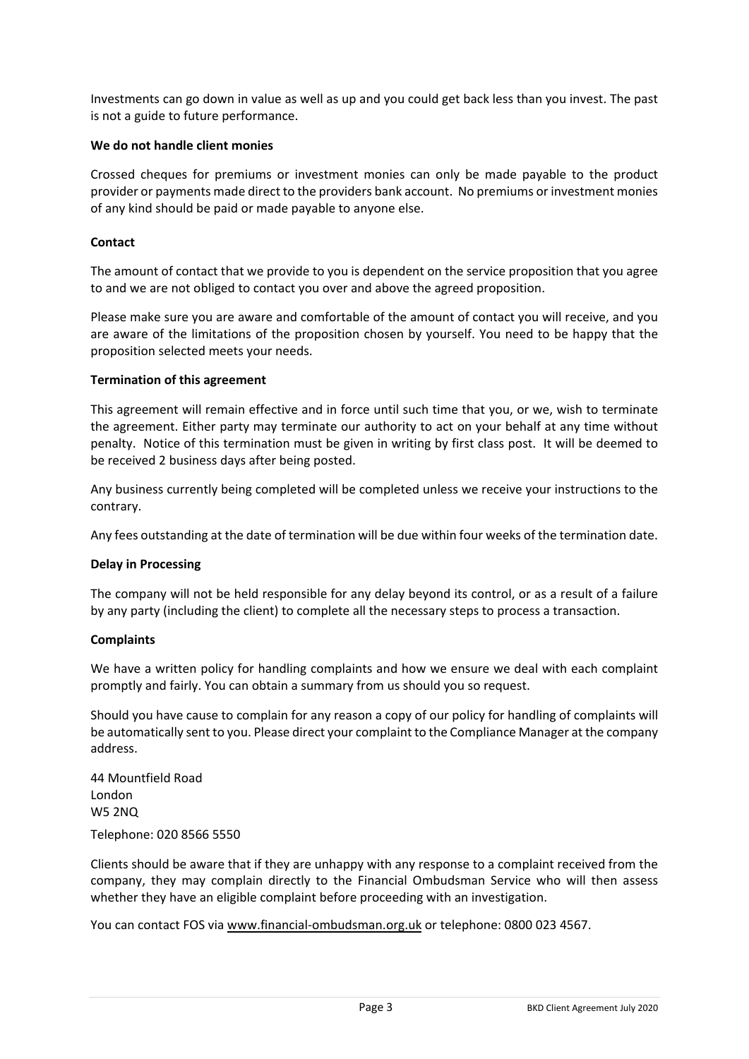Investments can go down in value as well as up and you could get back less than you invest. The past is not a guide to future performance.

**We do not handle client monies**

Crossed cheques for premiums or investment monies can only be made payable to the product provider or payments made direct to the providers bank account. No premiums or investment monies of any kind should be paid or made payable to anyone else.

**Contact**

The amount of contact that we provide to you is dependent on the service proposition that you agree to and we are not obliged to contact you over and above the agreed proposition.

Please make sure you are aware and comfortable of the amount of contact you will receive, and you are aware of the limitations of the proposition chosen by yourself. You need to be happy that the proposition selected meets your needs.

**Termination of this agreement**

This agreement will remain effective and in force until such time that you, or we, wish to terminate the agreement. Either party may terminate our authority to act on your behalf at any time without penalty. Notice of this termination must be given in writing by first class post. It will be deemed to be received 2 business days after being posted.

Any business currently being completed will be completed unless we receive your instructions to the contrary.

Any fees outstanding at the date of termination will be due within four weeks of the termination date.

**Delay in Processing**

The company will not be held responsible for any delay beyond its control, or as a result of a failure by any party (including the client) to complete all the necessary steps to process a transaction.

**Complaints**

We have a written policy for handling complaints and how we ensure we deal with each complaint promptly and fairly. You can obtain a summary from us should you so request.

Should you have cause to complain for any reason a copy of our policy for handling of complaints will be automatically sent to you. Please direct your complaint to the Compliance Manager at the company address.

44 Mountfield Road
London
W5 2NQ

Telephone: 020 8566 5550

Clients should be aware that if they are unhappy with any response to a complaint received from the company, they may complain directly to the Financial Ombudsman Service who will then assess whether they have an eligible complaint before proceeding with an investigation.

You can contact FOS via www.financial-ombudsman.org.uk or telephone: 0800 023 4567.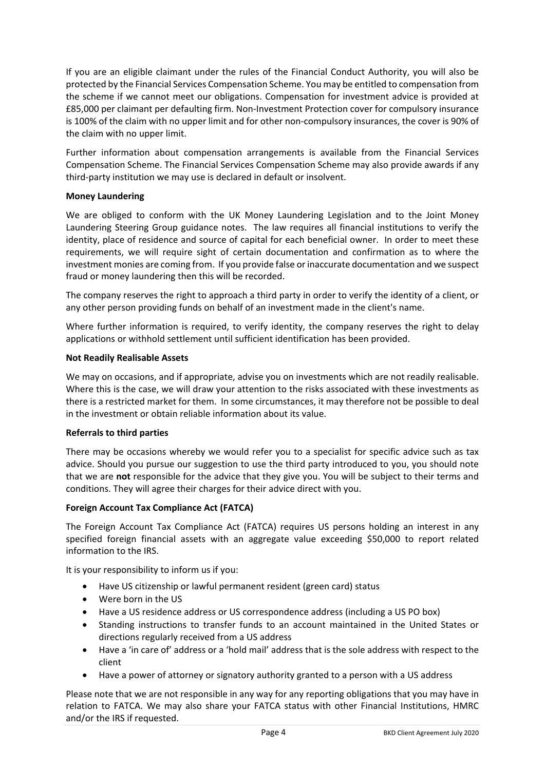If you are an eligible claimant under the rules of the Financial Conduct Authority, you will also be protected by the Financial Services Compensation Scheme. You may be entitled to compensation from the scheme if we cannot meet our obligations. Compensation for investment advice is provided at £85,000 per claimant per defaulting firm. Non-Investment Protection cover for compulsory insurance is 100% of the claim with no upper limit and for other non-compulsory insurances, the cover is 90% of the claim with no upper limit.

Further information about compensation arrangements is available from the Financial Services Compensation Scheme. The Financial Services Compensation Scheme may also provide awards if any third-party institution we may use is declared in default or insolvent.

**Money Laundering**

We are obliged to conform with the UK Money Laundering Legislation and to the Joint Money Laundering Steering Group guidance notes. The law requires all financial institutions to verify the identity, place of residence and source of capital for each beneficial owner. In order to meet these requirements, we will require sight of certain documentation and confirmation as to where the investment monies are coming from. If you provide false or inaccurate documentation and we suspect fraud or money laundering then this will be recorded.

The company reserves the right to approach a third party in order to verify the identity of a client, or any other person providing funds on behalf of an investment made in the client's name.

Where further information is required, to verify identity, the company reserves the right to delay applications or withhold settlement until sufficient identification has been provided.

**Not Readily Realisable Assets**

We may on occasions, and if appropriate, advise you on investments which are not readily realisable. Where this is the case, we will draw your attention to the risks associated with these investments as there is a restricted market for them. In some circumstances, it may therefore not be possible to deal in the investment or obtain reliable information about its value.

**Referrals to third parties**

There may be occasions whereby we would refer you to a specialist for specific advice such as tax advice. Should you pursue our suggestion to use the third party introduced to you, you should note that we are **not** responsible for the advice that they give you. You will be subject to their terms and conditions. They will agree their charges for their advice direct with you.

**Foreign Account Tax Compliance Act (FATCA)**

The Foreign Account Tax Compliance Act (FATCA) requires US persons holding an interest in any specified foreign financial assets with an aggregate value exceeding $50,000 to report related information to the IRS.

It is your responsibility to inform us if you:

- Have US citizenship or lawful permanent resident (green card) status
- Were born in the US
- Have a US residence address or US correspondence address (including a US PO box)
- Standing instructions to transfer funds to an account maintained in the United States or directions regularly received from a US address
- Have a 'in care of' address or a 'hold mail' address that is the sole address with respect to the client
- Have a power of attorney or signatory authority granted to a person with a US address

Please note that we are not responsible in any way for any reporting obligations that you may have in relation to FATCA. We may also share your FATCA status with other Financial Institutions, HMRC and/or the IRS if requested.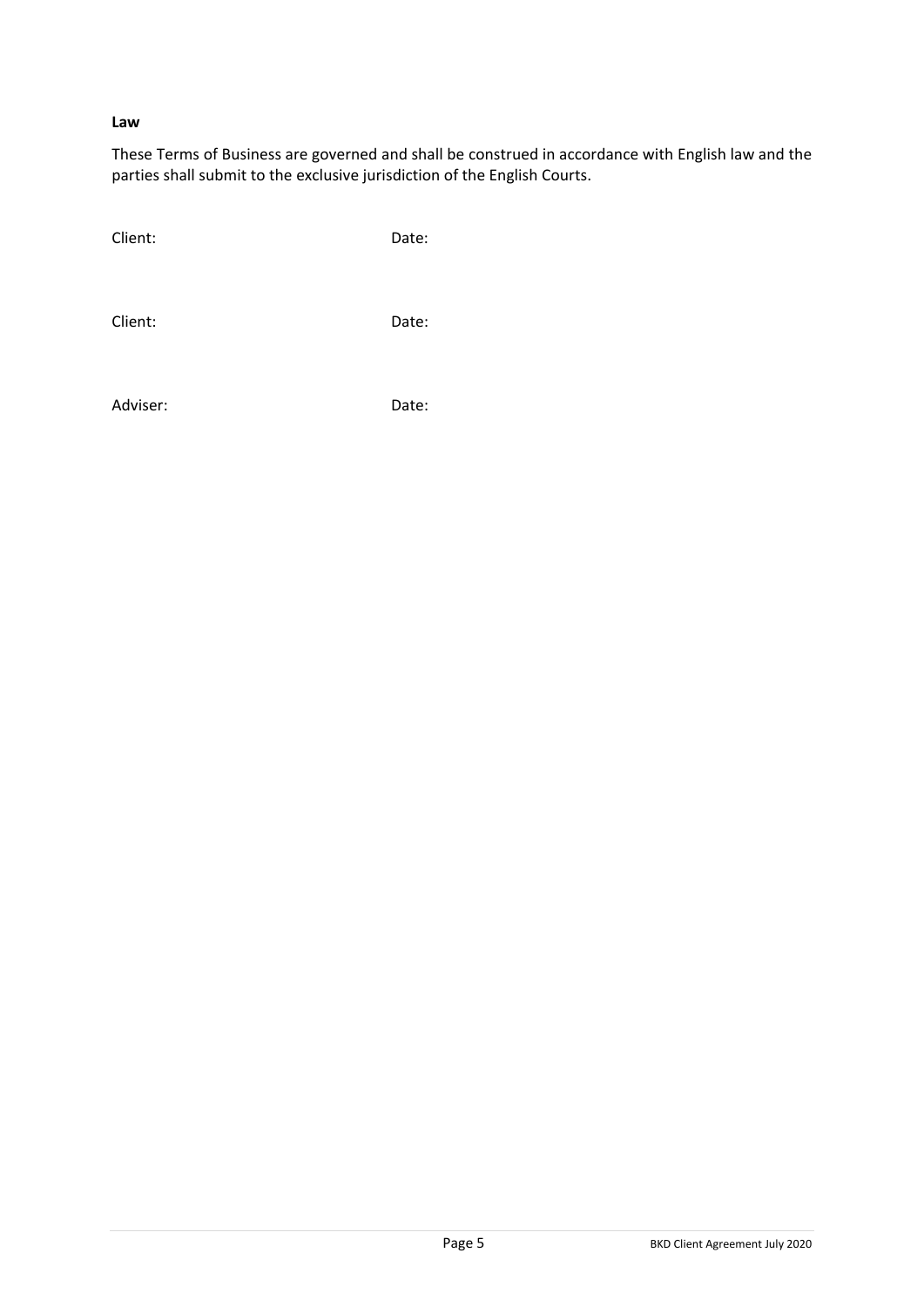**Law**

These Terms of Business are governed and shall be construed in accordance with English law and the parties shall submit to the exclusive jurisdiction of the English Courts.

Client: Date:

Client: Date:

Adviser: Date: